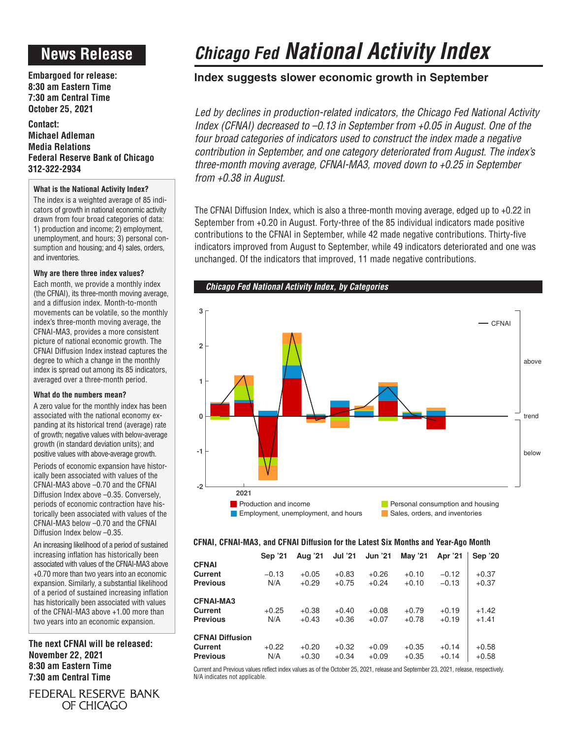# News Release

**Embargoed for release:**
**8:30 am Eastern Time**
**7:30 am Central Time**
**October 25, 2021**

**Contact:**
**Michael Adleman**
**Media Relations**
**Federal Reserve Bank of Chicago**
**312-322-2934**

### What is the National Activity Index?

The index is a weighted average of 85 indicators of growth in national economic activity drawn from four broad categories of data: 1) production and income; 2) employment, unemployment, and hours; 3) personal consumption and housing; and 4) sales, orders, and inventories.

### Why are there three index values?

Each month, we provide a monthly index (the CFNAI), its three-month moving average, and a diffusion index. Month-to-month movements can be volatile, so the monthly index's three-month moving average, the CFNAI-MA3, provides a more consistent picture of national economic growth. The CFNAI Diffusion Index instead captures the degree to which a change in the monthly index is spread out among its 85 indicators, averaged over a three-month period.

### What do the numbers mean?

A zero value for the monthly index has been associated with the national economy expanding at its historical trend (average) rate of growth; negative values with below-average growth (in standard deviation units); and positive values with above-average growth.

Periods of economic expansion have historically been associated with values of the CFNAI-MA3 above –0.70 and the CFNAI Diffusion Index above –0.35. Conversely, periods of economic contraction have historically been associated with values of the CFNAI-MA3 below –0.70 and the CFNAI Diffusion Index below –0.35.

An increasing likelihood of a period of sustained increasing inflation has historically been associated with values of the CFNAI-MA3 above +0.70 more than two years into an economic expansion. Similarly, a substantial likelihood of a period of sustained increasing inflation has historically been associated with values of the CFNAI-MA3 above +1.00 more than two years into an economic expansion.

**The next CFNAI will be released:**
**November 22, 2021**
**8:30 am Eastern Time**
**7:30 am Central Time**

FEDERAL RESERVE BANK OF CHICAGO

# *Chicago Fed* National Activity Index

## Index suggests slower economic growth in September

*Led by declines in production-related indicators, the Chicago Fed National Activity Index (CFNAI) decreased to –0.13 in September from +0.05 in August. One of the four broad categories of indicators used to construct the index made a negative contribution in September, and one category deteriorated from August. The index's three-month moving average, CFNAI-MA3, moved down to +0.25 in September from +0.38 in August.*

The CFNAI Diffusion Index, which is also a three-month moving average, edged up to +0.22 in September from +0.20 in August. Forty-three of the 85 individual indicators made positive contributions to the CFNAI in September, while 42 made negative contributions. Thirty-five indicators improved from August to September, while 49 indicators deteriorated and one was unchanged. Of the indicators that improved, 11 made negative contributions.

***Chicago Fed National Activity Index, by Categories***

**CFNAI, CFNAI-MA3, and CFNAI Diffusion for the Latest Six Months and Year-Ago Month**

| | Sep '21 | Aug '21 | Jul '21 | Jun '21 | May '21 | Apr '21 | Sep '20 |
|---|---|---|---|---|---|---|---|
| **CFNAI** | | | | | | | |
| **Current** | –0.13 | +0.05 | +0.83 | +0.26 | +0.10 | –0.12 | +0.37 |
| **Previous** | N/A | +0.29 | +0.75 | +0.24 | +0.10 | –0.13 | +0.37 |
| **CFNAI-MA3** | | | | | | | |
| **Current** | +0.25 | +0.38 | +0.40 | +0.08 | +0.79 | +0.19 | +1.42 |
| **Previous** | N/A | +0.43 | +0.36 | +0.07 | +0.78 | +0.19 | +1.41 |
| **CFNAI Diffusion** | | | | | | | |
| **Current** | +0.22 | +0.20 | +0.32 | +0.09 | +0.35 | +0.14 | +0.58 |
| **Previous** | N/A | +0.30 | +0.34 | +0.09 | +0.35 | +0.14 | +0.58 |

Current and Previous values reflect index values as of the October 25, 2021, release and September 23, 2021, release, respectively. N/A indicates not applicable.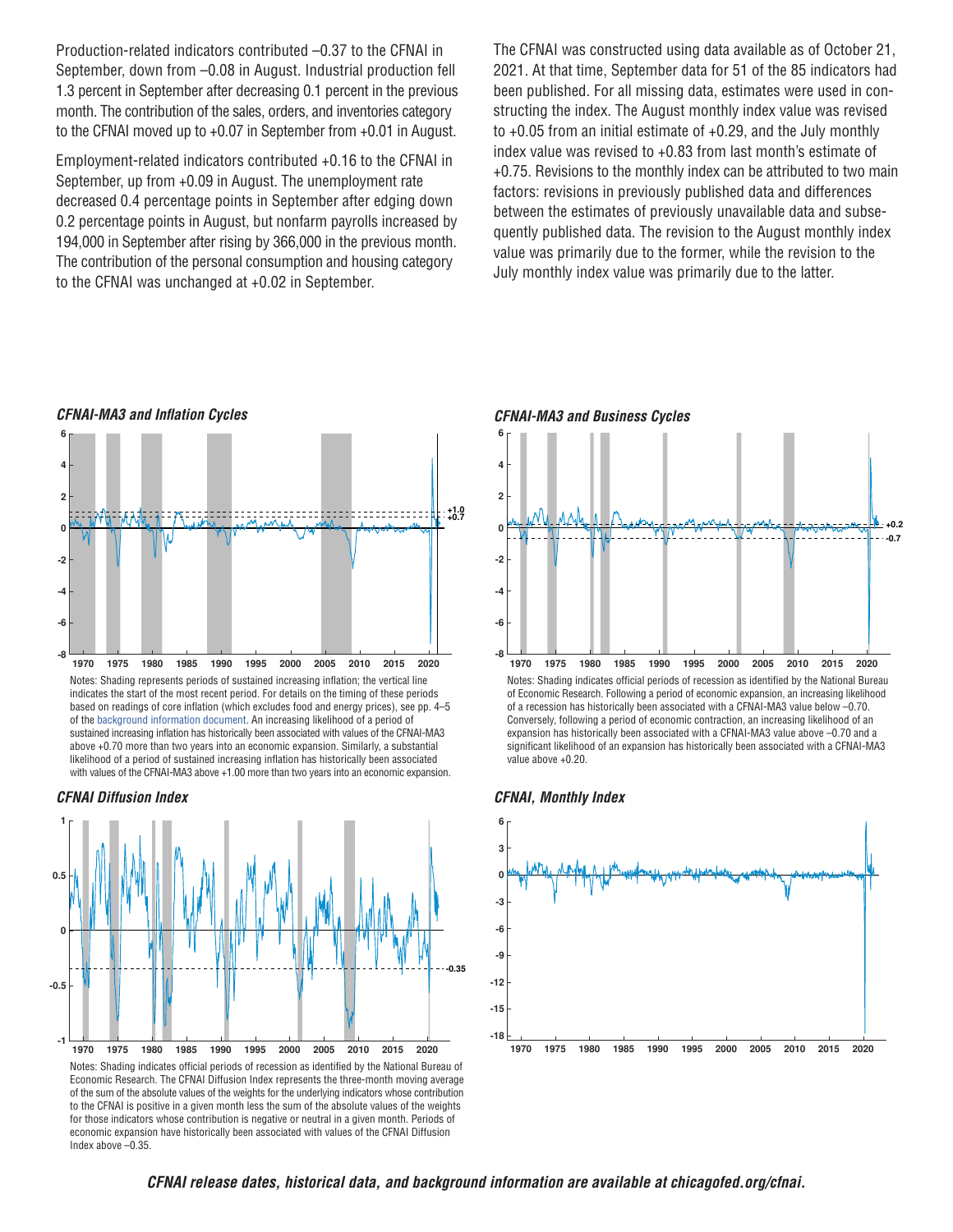Production-related indicators contributed –0.37 to the CFNAI in September, down from –0.08 in August. Industrial production fell 1.3 percent in September after decreasing 0.1 percent in the previous month. The contribution of the sales, orders, and inventories category to the CFNAI moved up to +0.07 in September from +0.01 in August.

Employment-related indicators contributed +0.16 to the CFNAI in September, up from +0.09 in August. The unemployment rate decreased 0.4 percentage points in September after edging down 0.2 percentage points in August, but nonfarm payrolls increased by 194,000 in September after rising by 366,000 in the previous month. The contribution of the personal consumption and housing category to the CFNAI was unchanged at +0.02 in September.

The CFNAI was constructed using data available as of October 21, 2021. At that time, September data for 51 of the 85 indicators had been published. For all missing data, estimates were used in constructing the index. The August monthly index value was revised to +0.05 from an initial estimate of +0.29, and the July monthly index value was revised to +0.83 from last month's estimate of +0.75. Revisions to the monthly index can be attributed to two main factors: revisions in previously published data and differences between the estimates of previously unavailable data and subsequently published data. The revision to the August monthly index value was primarily due to the former, while the revision to the July monthly index value was primarily due to the latter.

### *CFNAI-MA3 and Inflation Cycles*

6
4
2
0
-2
-4
-6
-8
1970 1975 1980 1985 1990 1995 2000 2005 2010 2015 2020
+1.0
+0.7

Notes: Shading represents periods of sustained increasing inflation; the vertical line indicates the start of the most recent period. For details on the timing of these periods based on readings of core inflation (which excludes food and energy prices), see pp. 4–5 of the background information document. An increasing likelihood of a period of sustained increasing inflation has historically been associated with values of the CFNAI-MA3 above +0.70 more than two years into an economic expansion. Similarly, a substantial likelihood of a period of sustained increasing inflation has historically been associated with values of the CFNAI-MA3 above +1.00 more than two years into an economic expansion.

### *CFNAI-MA3 and Business Cycles*

6
4
2
0
-2
-4
-6
-8
1970 1975 1980 1985 1990 1995 2000 2005 2010 2015 2020
+0.2
-0.7

Notes: Shading indicates official periods of recession as identified by the National Bureau of Economic Research. Following a period of economic expansion, an increasing likelihood of a recession has historically been associated with a CFNAI-MA3 value below –0.70. Conversely, following a period of economic contraction, an increasing likelihood of an expansion has historically been associated with a CFNAI-MA3 value above –0.70 and a significant likelihood of an expansion has historically been associated with a CFNAI-MA3 value above +0.20.

### *CFNAI Diffusion Index*

1
0.5
0
-0.5
-1
1970 1975 1980 1985 1990 1995 2000 2005 2010 2015 2020
-0.35

Notes: Shading indicates official periods of recession as identified by the National Bureau of Economic Research. The CFNAI Diffusion Index represents the three-month moving average of the sum of the absolute values of the weights for the underlying indicators whose contribution to the CFNAI is positive in a given month less the sum of the absolute values of the weights for those indicators whose contribution is negative or neutral in a given month. Periods of economic expansion have historically been associated with values of the CFNAI Diffusion Index above –0.35.

### *CFNAI, Monthly Index*

6
3
0
-3
-6
-9
-12
-15
-18
1970 1975 1980 1985 1990 1995 2000 2005 2010 2015 2020

***CFNAI release dates, historical data, and background information are available at chicagofed.org/cfnai.***